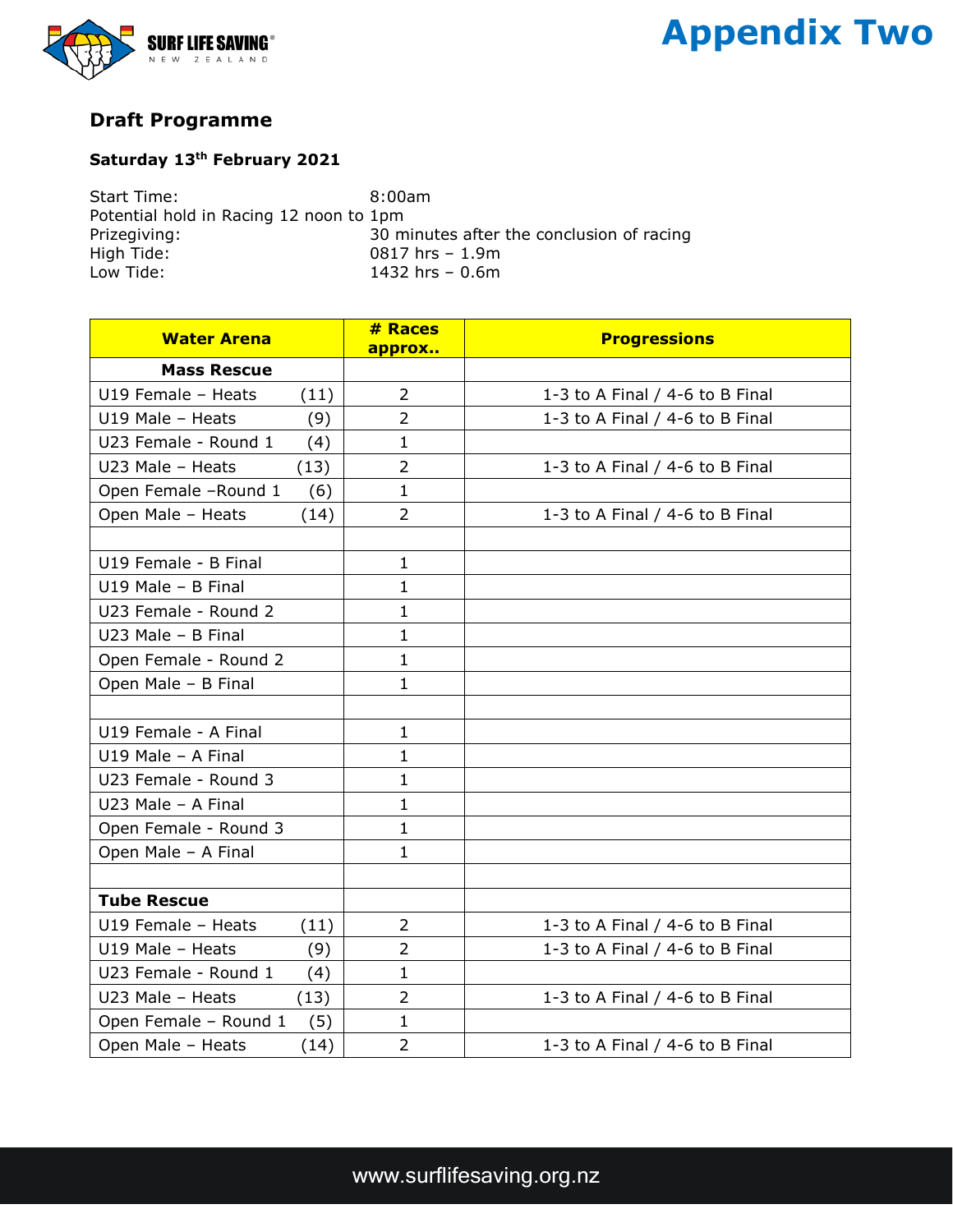# Appendix Two

## Draft Programme

### Saturday 13th February 2021

Start Time: 8:00am
Potential hold in Racing 12 noon to 1pm
Prizegiving: 30 minutes after the conclusion of racing
High Tide: 0817 hrs – 1.9m
Low Tide: 1432 hrs – 0.6m

| Water Arena | | # Races approx.. | Progressions |
|---|---|---|---|
| **Mass Rescue** | | | |
| U19 Female – Heats | (11) | 2 | 1-3 to A Final / 4-6 to B Final |
| U19 Male – Heats | (9) | 2 | 1-3 to A Final / 4-6 to B Final |
| U23 Female - Round 1 | (4) | 1 | |
| U23 Male – Heats | (13) | 2 | 1-3 to A Final / 4-6 to B Final |
| Open Female –Round 1 | (6) | 1 | |
| Open Male – Heats | (14) | 2 | 1-3 to A Final / 4-6 to B Final |
| | | | |
| U19 Female - B Final | | 1 | |
| U19 Male – B Final | | 1 | |
| U23 Female - Round 2 | | 1 | |
| U23 Male – B Final | | 1 | |
| Open Female - Round 2 | | 1 | |
| Open Male – B Final | | 1 | |
| | | | |
| U19 Female - A Final | | 1 | |
| U19 Male – A Final | | 1 | |
| U23 Female - Round 3 | | 1 | |
| U23 Male – A Final | | 1 | |
| Open Female - Round 3 | | 1 | |
| Open Male – A Final | | 1 | |
| | | | |
| **Tube Rescue** | | | |
| U19 Female – Heats | (11) | 2 | 1-3 to A Final / 4-6 to B Final |
| U19 Male – Heats | (9) | 2 | 1-3 to A Final / 4-6 to B Final |
| U23 Female - Round 1 | (4) | 1 | |
| U23 Male – Heats | (13) | 2 | 1-3 to A Final / 4-6 to B Final |
| Open Female – Round 1 | (5) | 1 | |
| Open Male – Heats | (14) | 2 | 1-3 to A Final / 4-6 to B Final |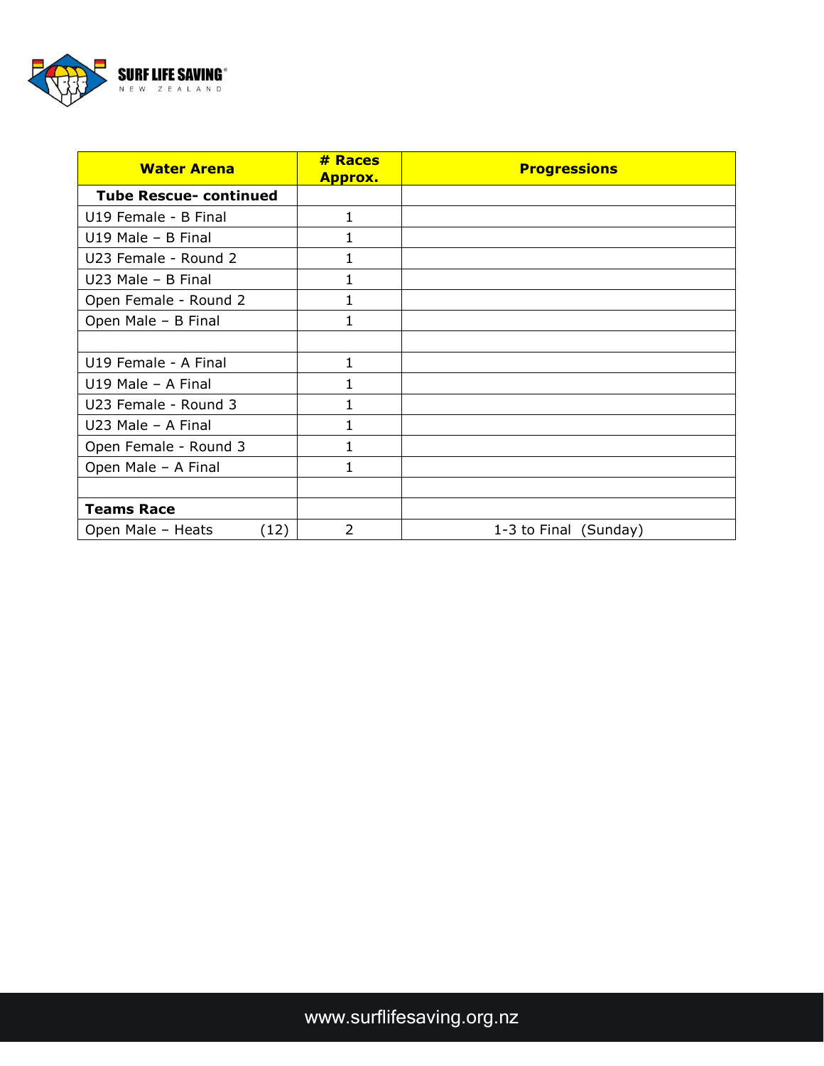| Water Arena | # Races Approx. | Progressions |
|---|---|---|
| **Tube Rescue- continued** | | |
| U19 Female - B Final | 1 | |
| U19 Male – B Final | 1 | |
| U23 Female - Round 2 | 1 | |
| U23 Male – B Final | 1 | |
| Open Female - Round 2 | 1 | |
| Open Male – B Final | 1 | |
| | | |
| U19 Female - A Final | 1 | |
| U19 Male – A Final | 1 | |
| U23 Female - Round 3 | 1 | |
| U23 Male – A Final | 1 | |
| Open Female - Round 3 | 1 | |
| Open Male – A Final | 1 | |
| | | |
| **Teams Race** | | |
| Open Male – Heats (12) | 2 | 1-3 to Final (Sunday) |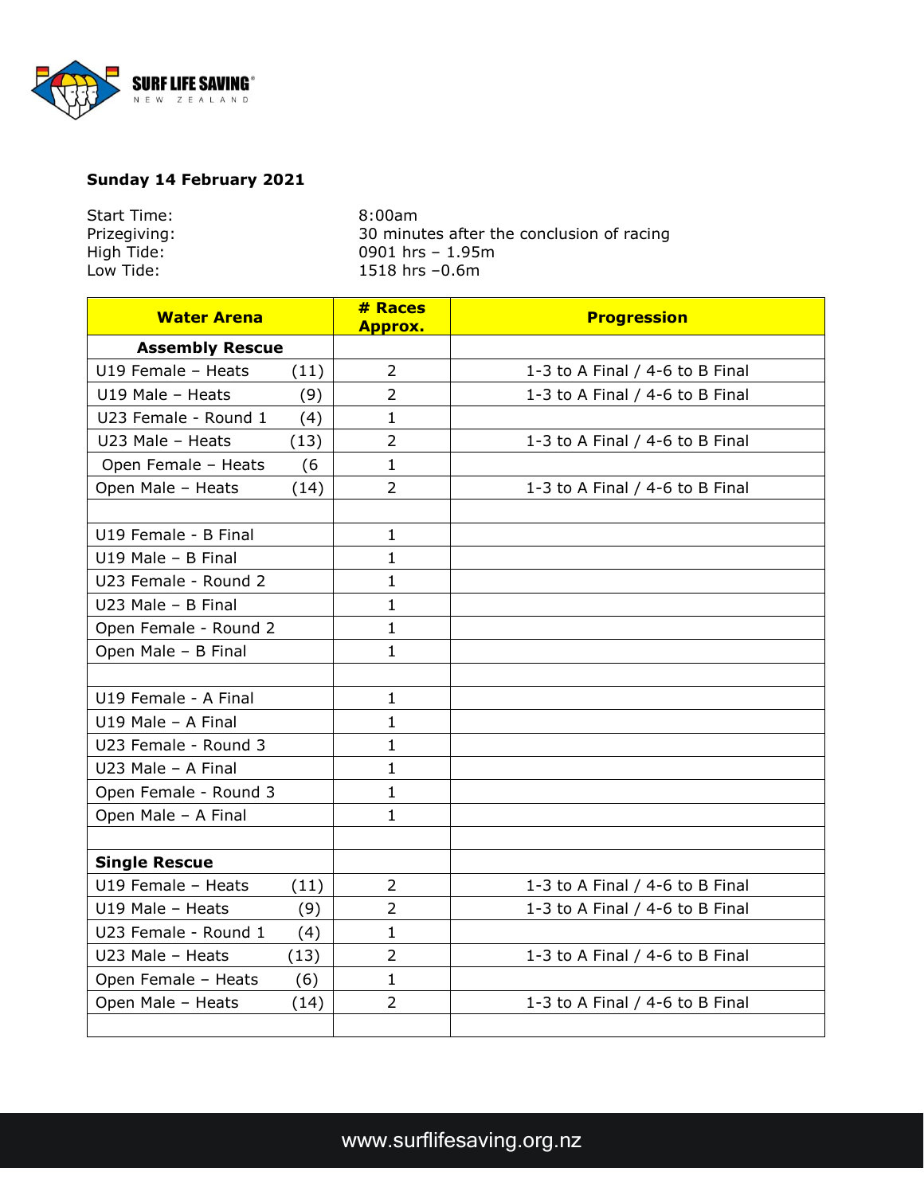**Sunday 14 February 2021**

Start Time: 8:00am
Prizegiving: 30 minutes after the conclusion of racing
High Tide: 0901 hrs – 1.95m
Low Tide: 1518 hrs –0.6m

| Water Arena | # Races Approx. | Progression |
|---|---|---|
| **Assembly Rescue** | | |
| U19 Female – Heats (11) | 2 | 1-3 to A Final / 4-6 to B Final |
| U19 Male – Heats (9) | 2 | 1-3 to A Final / 4-6 to B Final |
| U23 Female - Round 1 (4) | 1 | |
| U23 Male – Heats (13) | 2 | 1-3 to A Final / 4-6 to B Final |
| Open Female – Heats (6 | 1 | |
| Open Male – Heats (14) | 2 | 1-3 to A Final / 4-6 to B Final |
| | | |
| U19 Female - B Final | 1 | |
| U19 Male – B Final | 1 | |
| U23 Female - Round 2 | 1 | |
| U23 Male – B Final | 1 | |
| Open Female - Round 2 | 1 | |
| Open Male – B Final | 1 | |
| | | |
| U19 Female - A Final | 1 | |
| U19 Male – A Final | 1 | |
| U23 Female - Round 3 | 1 | |
| U23 Male – A Final | 1 | |
| Open Female - Round 3 | 1 | |
| Open Male – A Final | 1 | |
| | | |
| **Single Rescue** | | |
| U19 Female – Heats (11) | 2 | 1-3 to A Final / 4-6 to B Final |
| U19 Male – Heats (9) | 2 | 1-3 to A Final / 4-6 to B Final |
| U23 Female - Round 1 (4) | 1 | |
| U23 Male – Heats (13) | 2 | 1-3 to A Final / 4-6 to B Final |
| Open Female – Heats (6) | 1 | |
| Open Male – Heats (14) | 2 | 1-3 to A Final / 4-6 to B Final |
| | | |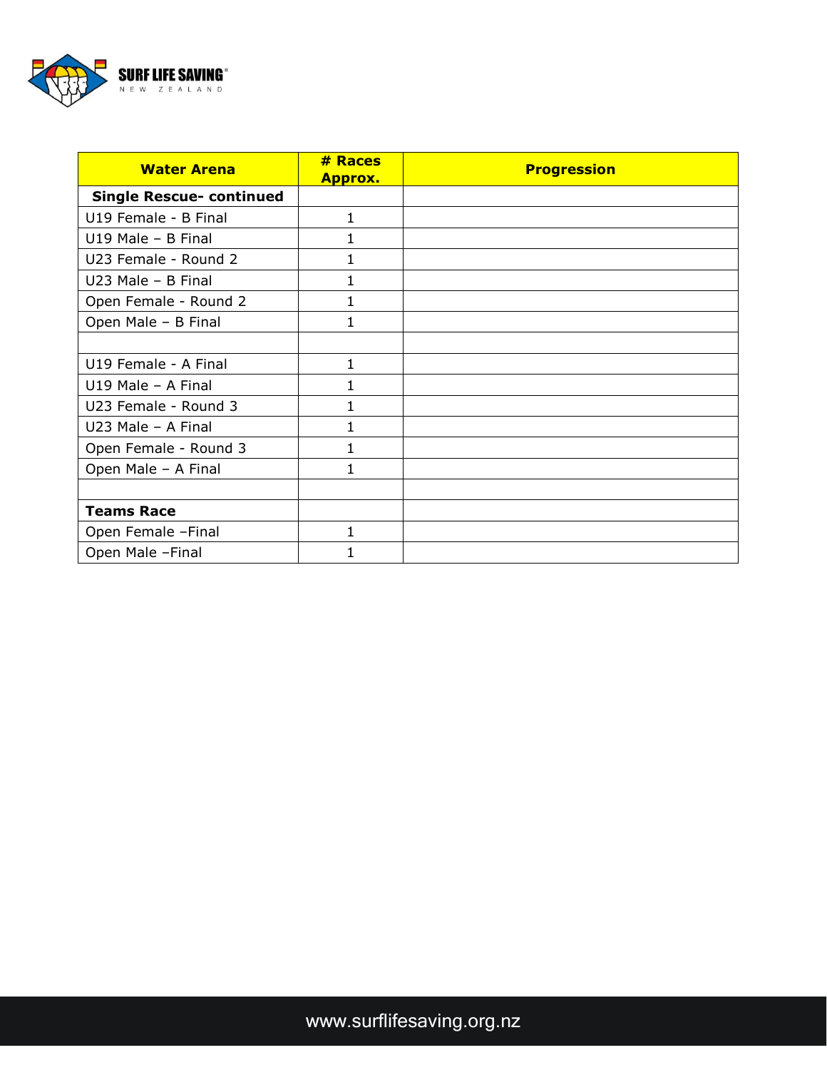| Water Arena | # Races Approx. | Progression |
|---|---|---|
| **Single Rescue- continued** | | |
| U19 Female - B Final | 1 | |
| U19 Male – B Final | 1 | |
| U23 Female - Round 2 | 1 | |
| U23 Male – B Final | 1 | |
| Open Female - Round 2 | 1 | |
| Open Male – B Final | 1 | |
| | | |
| U19 Female - A Final | 1 | |
| U19 Male – A Final | 1 | |
| U23 Female - Round 3 | 1 | |
| U23 Male – A Final | 1 | |
| Open Female - Round 3 | 1 | |
| Open Male – A Final | 1 | |
| | | |
| **Teams Race** | | |
| Open Female –Final | 1 | |
| Open Male –Final | 1 | |